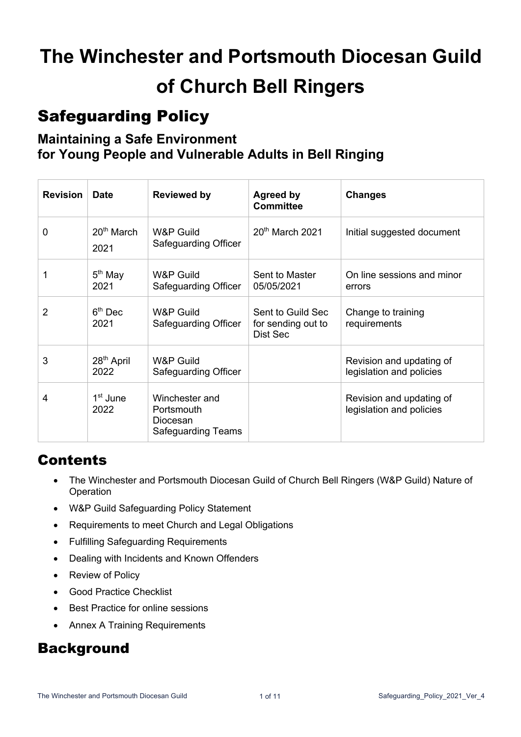# The Winchester and Portsmouth Diocesan Guild of Church Bell Ringers

## Safeguarding Policy

### Maintaining a Safe Environment for Young People and Vulnerable Adults in Bell Ringing

| Revision | Date | Reviewed by | Agreed by Committee | Changes |
|---|---|---|---|---|
| 0 | 20th March 2021 | W&P Guild Safeguarding Officer | 20th March 2021 | Initial suggested document |
| 1 | 5th May 2021 | W&P Guild Safeguarding Officer | Sent to Master 05/05/2021 | On line sessions and minor errors |
| 2 | 6th Dec 2021 | W&P Guild Safeguarding Officer | Sent to Guild Sec for sending out to Dist Sec | Change to training requirements |
| 3 | 28th April 2022 | W&P Guild Safeguarding Officer | | Revision and updating of legislation and policies |
| 4 | 1st June 2022 | Winchester and Portsmouth Diocesan Safeguarding Teams | | Revision and updating of legislation and policies |

## Contents

- The Winchester and Portsmouth Diocesan Guild of Church Bell Ringers (W&P Guild) Nature of Operation
- W&P Guild Safeguarding Policy Statement
- Requirements to meet Church and Legal Obligations
- Fulfilling Safeguarding Requirements
- Dealing with Incidents and Known Offenders
- Review of Policy
- Good Practice Checklist
- Best Practice for online sessions
- Annex A Training Requirements

## Background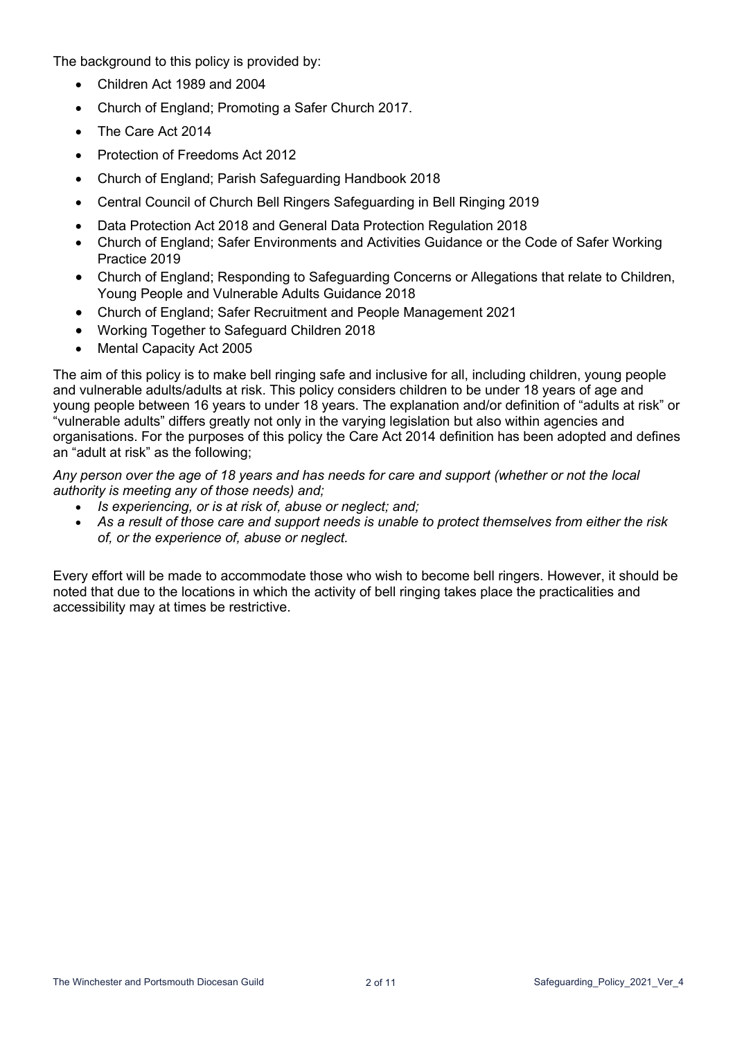The background to this policy is provided by:

- Children Act 1989 and 2004
- Church of England; Promoting a Safer Church 2017.
- The Care Act 2014
- Protection of Freedoms Act 2012
- Church of England; Parish Safeguarding Handbook 2018
- Central Council of Church Bell Ringers Safeguarding in Bell Ringing 2019
- Data Protection Act 2018 and General Data Protection Regulation 2018
- Church of England; Safer Environments and Activities Guidance or the Code of Safer Working Practice 2019
- Church of England; Responding to Safeguarding Concerns or Allegations that relate to Children, Young People and Vulnerable Adults Guidance 2018
- Church of England; Safer Recruitment and People Management 2021
- Working Together to Safeguard Children 2018
- Mental Capacity Act 2005

The aim of this policy is to make bell ringing safe and inclusive for all, including children, young people and vulnerable adults/adults at risk. This policy considers children to be under 18 years of age and young people between 16 years to under 18 years. The explanation and/or definition of "adults at risk" or "vulnerable adults" differs greatly not only in the varying legislation but also within agencies and organisations. For the purposes of this policy the Care Act 2014 definition has been adopted and defines an "adult at risk" as the following;

*Any person over the age of 18 years and has needs for care and support (whether or not the local authority is meeting any of those needs) and;*

- *Is experiencing, or is at risk of, abuse or neglect; and;*
- *As a result of those care and support needs is unable to protect themselves from either the risk of, or the experience of, abuse or neglect.*

Every effort will be made to accommodate those who wish to become bell ringers. However, it should be noted that due to the locations in which the activity of bell ringing takes place the practicalities and accessibility may at times be restrictive.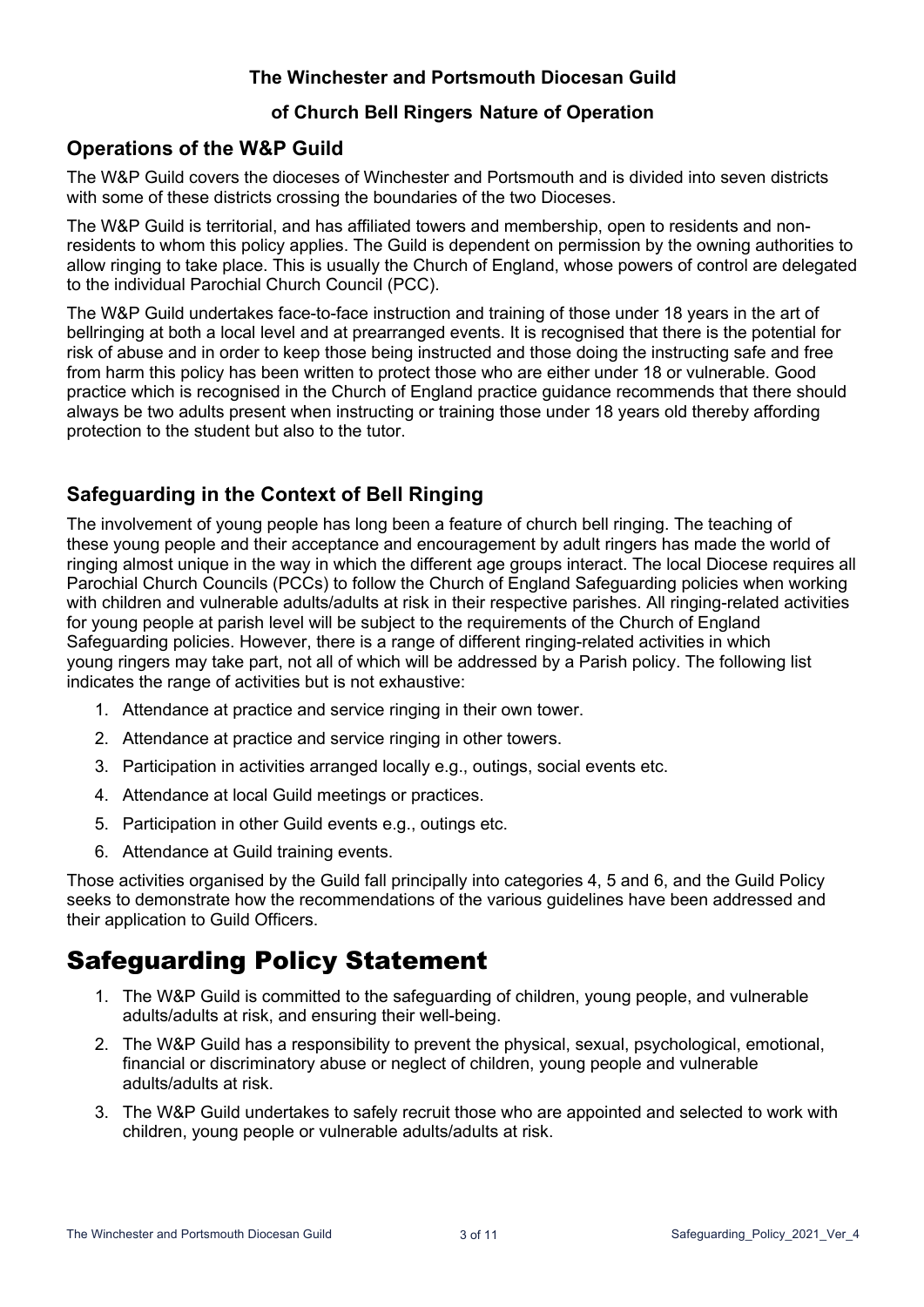**The Winchester and Portsmouth Diocesan Guild**

**of Church Bell Ringers Nature of Operation**

## Operations of the W&P Guild

The W&P Guild covers the dioceses of Winchester and Portsmouth and is divided into seven districts with some of these districts crossing the boundaries of the two Dioceses.

The W&P Guild is territorial, and has affiliated towers and membership, open to residents and non-residents to whom this policy applies. The Guild is dependent on permission by the owning authorities to allow ringing to take place. This is usually the Church of England, whose powers of control are delegated to the individual Parochial Church Council (PCC).

The W&P Guild undertakes face-to-face instruction and training of those under 18 years in the art of bellringing at both a local level and at prearranged events. It is recognised that there is the potential for risk of abuse and in order to keep those being instructed and those doing the instructing safe and free from harm this policy has been written to protect those who are either under 18 or vulnerable. Good practice which is recognised in the Church of England practice guidance recommends that there should always be two adults present when instructing or training those under 18 years old thereby affording protection to the student but also to the tutor.

## Safeguarding in the Context of Bell Ringing

The involvement of young people has long been a feature of church bell ringing. The teaching of these young people and their acceptance and encouragement by adult ringers has made the world of ringing almost unique in the way in which the different age groups interact. The local Diocese requires all Parochial Church Councils (PCCs) to follow the Church of England Safeguarding policies when working with children and vulnerable adults/adults at risk in their respective parishes. All ringing-related activities for young people at parish level will be subject to the requirements of the Church of England Safeguarding policies. However, there is a range of different ringing-related activities in which young ringers may take part, not all of which will be addressed by a Parish policy. The following list indicates the range of activities but is not exhaustive:

1. Attendance at practice and service ringing in their own tower.
2. Attendance at practice and service ringing in other towers.
3. Participation in activities arranged locally e.g., outings, social events etc.
4. Attendance at local Guild meetings or practices.
5. Participation in other Guild events e.g., outings etc.
6. Attendance at Guild training events.

Those activities organised by the Guild fall principally into categories 4, 5 and 6, and the Guild Policy seeks to demonstrate how the recommendations of the various guidelines have been addressed and their application to Guild Officers.

# Safeguarding Policy Statement

1. The W&P Guild is committed to the safeguarding of children, young people, and vulnerable adults/adults at risk, and ensuring their well-being.
2. The W&P Guild has a responsibility to prevent the physical, sexual, psychological, emotional, financial or discriminatory abuse or neglect of children, young people and vulnerable adults/adults at risk.
3. The W&P Guild undertakes to safely recruit those who are appointed and selected to work with children, young people or vulnerable adults/adults at risk.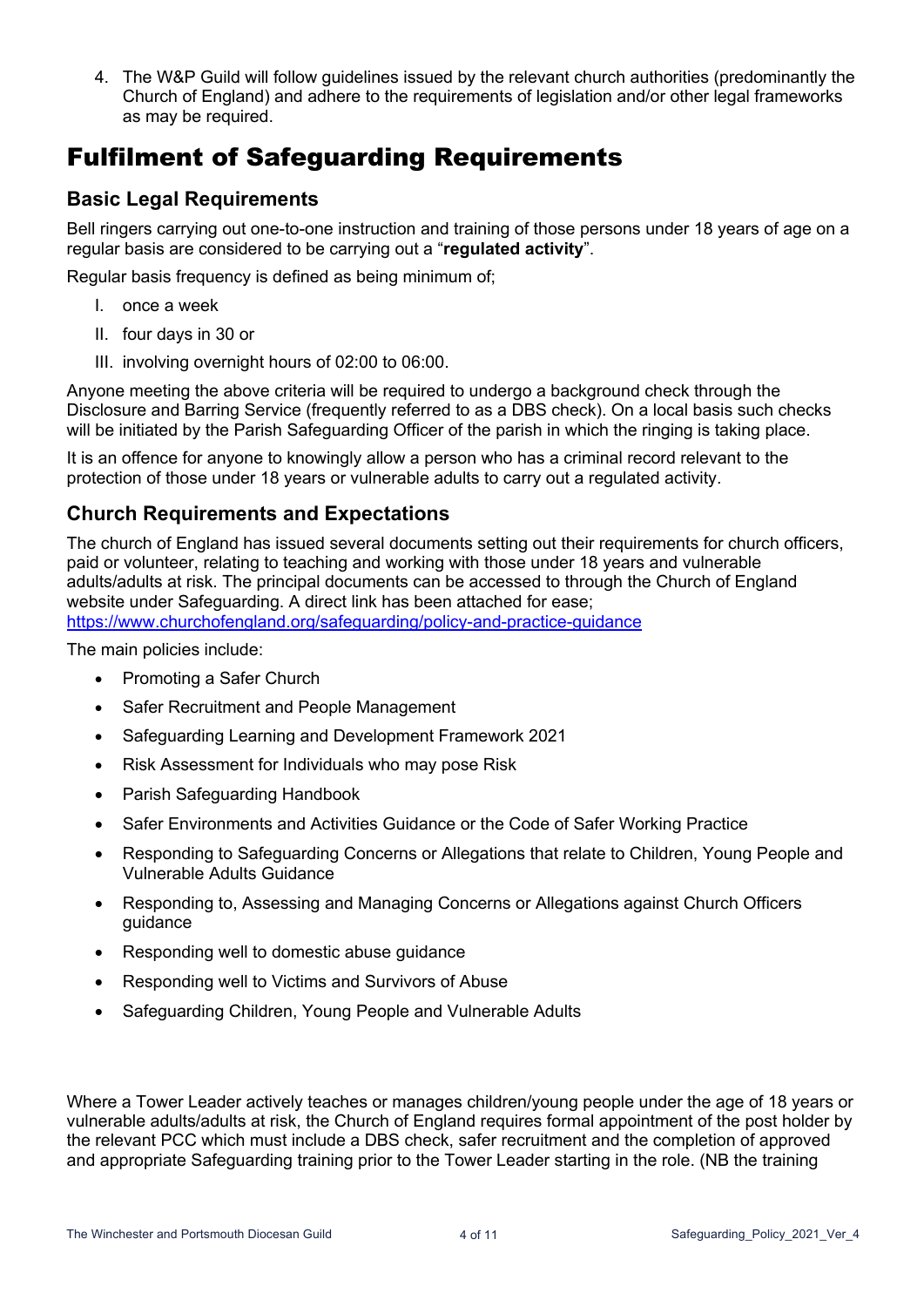4. The W&P Guild will follow guidelines issued by the relevant church authorities (predominantly the Church of England) and adhere to the requirements of legislation and/or other legal frameworks as may be required.

# Fulfilment of Safeguarding Requirements

## Basic Legal Requirements

Bell ringers carrying out one-to-one instruction and training of those persons under 18 years of age on a regular basis are considered to be carrying out a "**regulated activity**".

Regular basis frequency is defined as being minimum of;

I. once a week
II. four days in 30 or
III. involving overnight hours of 02:00 to 06:00.

Anyone meeting the above criteria will be required to undergo a background check through the Disclosure and Barring Service (frequently referred to as a DBS check). On a local basis such checks will be initiated by the Parish Safeguarding Officer of the parish in which the ringing is taking place.

It is an offence for anyone to knowingly allow a person who has a criminal record relevant to the protection of those under 18 years or vulnerable adults to carry out a regulated activity.

## Church Requirements and Expectations

The church of England has issued several documents setting out their requirements for church officers, paid or volunteer, relating to teaching and working with those under 18 years and vulnerable adults/adults at risk. The principal documents can be accessed to through the Church of England website under Safeguarding. A direct link has been attached for ease; https://www.churchofengland.org/safeguarding/policy-and-practice-guidance

The main policies include:

- Promoting a Safer Church
- Safer Recruitment and People Management
- Safeguarding Learning and Development Framework 2021
- Risk Assessment for Individuals who may pose Risk
- Parish Safeguarding Handbook
- Safer Environments and Activities Guidance or the Code of Safer Working Practice
- Responding to Safeguarding Concerns or Allegations that relate to Children, Young People and Vulnerable Adults Guidance
- Responding to, Assessing and Managing Concerns or Allegations against Church Officers guidance
- Responding well to domestic abuse guidance
- Responding well to Victims and Survivors of Abuse
- Safeguarding Children, Young People and Vulnerable Adults

Where a Tower Leader actively teaches or manages children/young people under the age of 18 years or vulnerable adults/adults at risk, the Church of England requires formal appointment of the post holder by the relevant PCC which must include a DBS check, safer recruitment and the completion of approved and appropriate Safeguarding training prior to the Tower Leader starting in the role. (NB the training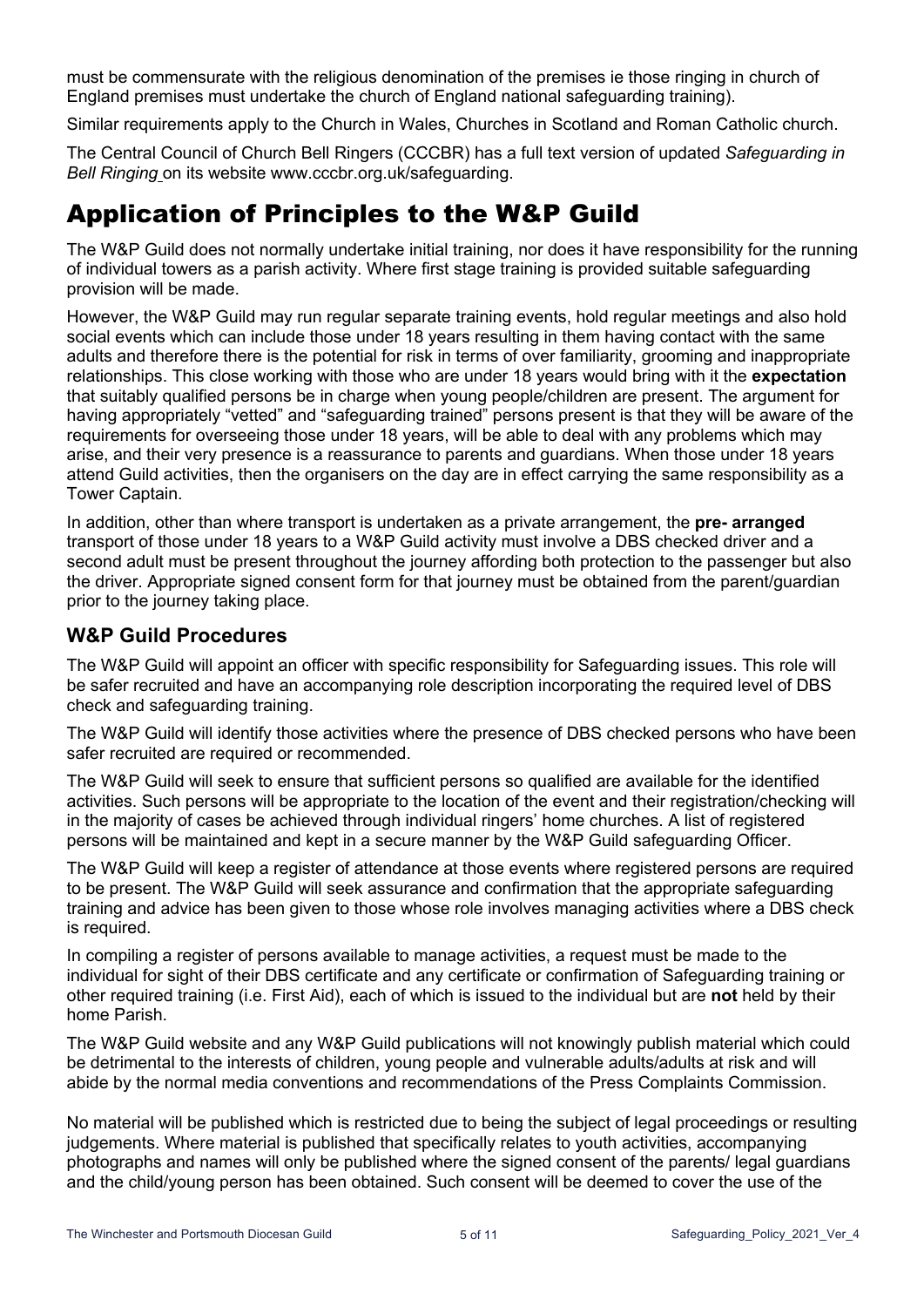must be commensurate with the religious denomination of the premises ie those ringing in church of England premises must undertake the church of England national safeguarding training).

Similar requirements apply to the Church in Wales, Churches in Scotland and Roman Catholic church.

The Central Council of Church Bell Ringers (CCCBR) has a full text version of updated *Safeguarding in Bell Ringing* on its website www.cccbr.org.uk/safeguarding.

# Application of Principles to the W&P Guild

The W&P Guild does not normally undertake initial training, nor does it have responsibility for the running of individual towers as a parish activity. Where first stage training is provided suitable safeguarding provision will be made.

However, the W&P Guild may run regular separate training events, hold regular meetings and also hold social events which can include those under 18 years resulting in them having contact with the same adults and therefore there is the potential for risk in terms of over familiarity, grooming and inappropriate relationships. This close working with those who are under 18 years would bring with it the **expectation** that suitably qualified persons be in charge when young people/children are present. The argument for having appropriately "vetted" and "safeguarding trained" persons present is that they will be aware of the requirements for overseeing those under 18 years, will be able to deal with any problems which may arise, and their very presence is a reassurance to parents and guardians. When those under 18 years attend Guild activities, then the organisers on the day are in effect carrying the same responsibility as a Tower Captain.

In addition, other than where transport is undertaken as a private arrangement, the **pre- arranged** transport of those under 18 years to a W&P Guild activity must involve a DBS checked driver and a second adult must be present throughout the journey affording both protection to the passenger but also the driver. Appropriate signed consent form for that journey must be obtained from the parent/guardian prior to the journey taking place.

## W&P Guild Procedures

The W&P Guild will appoint an officer with specific responsibility for Safeguarding issues. This role will be safer recruited and have an accompanying role description incorporating the required level of DBS check and safeguarding training.

The W&P Guild will identify those activities where the presence of DBS checked persons who have been safer recruited are required or recommended.

The W&P Guild will seek to ensure that sufficient persons so qualified are available for the identified activities. Such persons will be appropriate to the location of the event and their registration/checking will in the majority of cases be achieved through individual ringers' home churches. A list of registered persons will be maintained and kept in a secure manner by the W&P Guild safeguarding Officer.

The W&P Guild will keep a register of attendance at those events where registered persons are required to be present. The W&P Guild will seek assurance and confirmation that the appropriate safeguarding training and advice has been given to those whose role involves managing activities where a DBS check is required.

In compiling a register of persons available to manage activities, a request must be made to the individual for sight of their DBS certificate and any certificate or confirmation of Safeguarding training or other required training (i.e. First Aid), each of which is issued to the individual but are **not** held by their home Parish.

The W&P Guild website and any W&P Guild publications will not knowingly publish material which could be detrimental to the interests of children, young people and vulnerable adults/adults at risk and will abide by the normal media conventions and recommendations of the Press Complaints Commission.

No material will be published which is restricted due to being the subject of legal proceedings or resulting judgements. Where material is published that specifically relates to youth activities, accompanying photographs and names will only be published where the signed consent of the parents/ legal guardians and the child/young person has been obtained. Such consent will be deemed to cover the use of the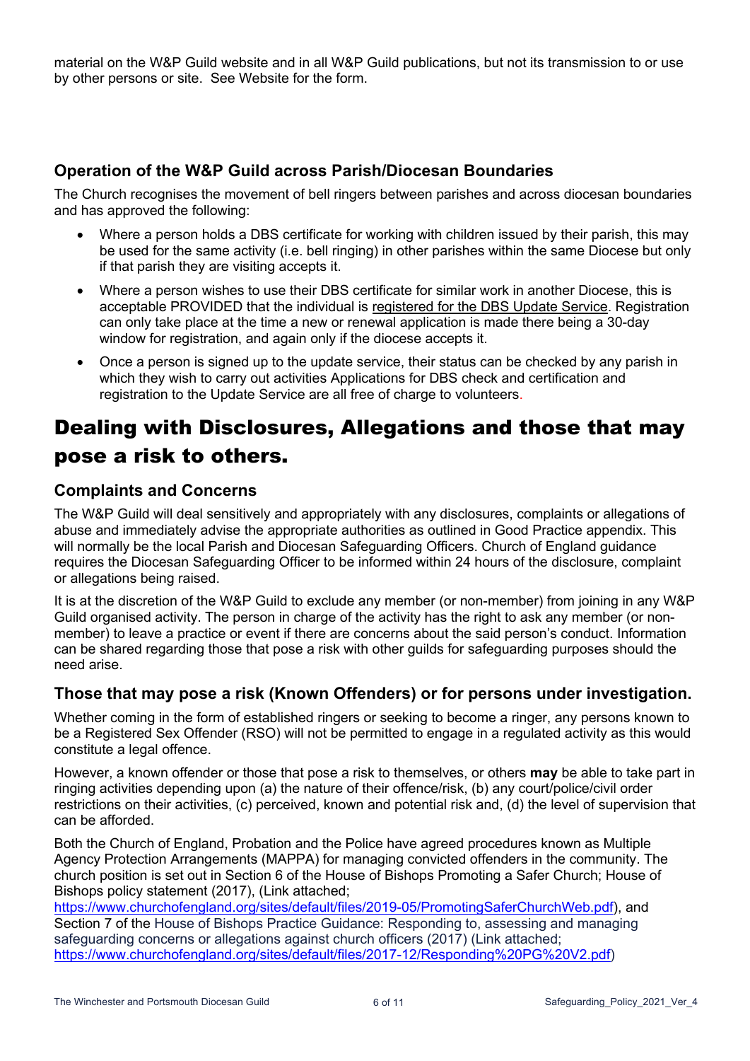material on the W&P Guild website and in all W&P Guild publications, but not its transmission to or use by other persons or site. See Website for the form.

### Operation of the W&P Guild across Parish/Diocesan Boundaries

The Church recognises the movement of bell ringers between parishes and across diocesan boundaries and has approved the following:

- Where a person holds a DBS certificate for working with children issued by their parish, this may be used for the same activity (i.e. bell ringing) in other parishes within the same Diocese but only if that parish they are visiting accepts it.
- Where a person wishes to use their DBS certificate for similar work in another Diocese, this is acceptable PROVIDED that the individual is registered for the DBS Update Service. Registration can only take place at the time a new or renewal application is made there being a 30-day window for registration, and again only if the diocese accepts it.
- Once a person is signed up to the update service, their status can be checked by any parish in which they wish to carry out activities Applications for DBS check and certification and registration to the Update Service are all free of charge to volunteers.

## Dealing with Disclosures, Allegations and those that may pose a risk to others.

### Complaints and Concerns

The W&P Guild will deal sensitively and appropriately with any disclosures, complaints or allegations of abuse and immediately advise the appropriate authorities as outlined in Good Practice appendix. This will normally be the local Parish and Diocesan Safeguarding Officers. Church of England guidance requires the Diocesan Safeguarding Officer to be informed within 24 hours of the disclosure, complaint or allegations being raised.

It is at the discretion of the W&P Guild to exclude any member (or non-member) from joining in any W&P Guild organised activity. The person in charge of the activity has the right to ask any member (or non-member) to leave a practice or event if there are concerns about the said person's conduct. Information can be shared regarding those that pose a risk with other guilds for safeguarding purposes should the need arise.

### Those that may pose a risk (Known Offenders) or for persons under investigation.

Whether coming in the form of established ringers or seeking to become a ringer, any persons known to be a Registered Sex Offender (RSO) will not be permitted to engage in a regulated activity as this would constitute a legal offence.

However, a known offender or those that pose a risk to themselves, or others **may** be able to take part in ringing activities depending upon (a) the nature of their offence/risk, (b) any court/police/civil order restrictions on their activities, (c) perceived, known and potential risk and, (d) the level of supervision that can be afforded.

Both the Church of England, Probation and the Police have agreed procedures known as Multiple Agency Protection Arrangements (MAPPA) for managing convicted offenders in the community. The church position is set out in Section 6 of the House of Bishops Promoting a Safer Church; House of Bishops policy statement (2017), (Link attached; https://www.churchofengland.org/sites/default/files/2019-05/PromotingSaferChurchWeb.pdf), and Section 7 of the House of Bishops Practice Guidance: Responding to, assessing and managing safeguarding concerns or allegations against church officers (2017) (Link attached; https://www.churchofengland.org/sites/default/files/2017-12/Responding%20PG%20V2.pdf)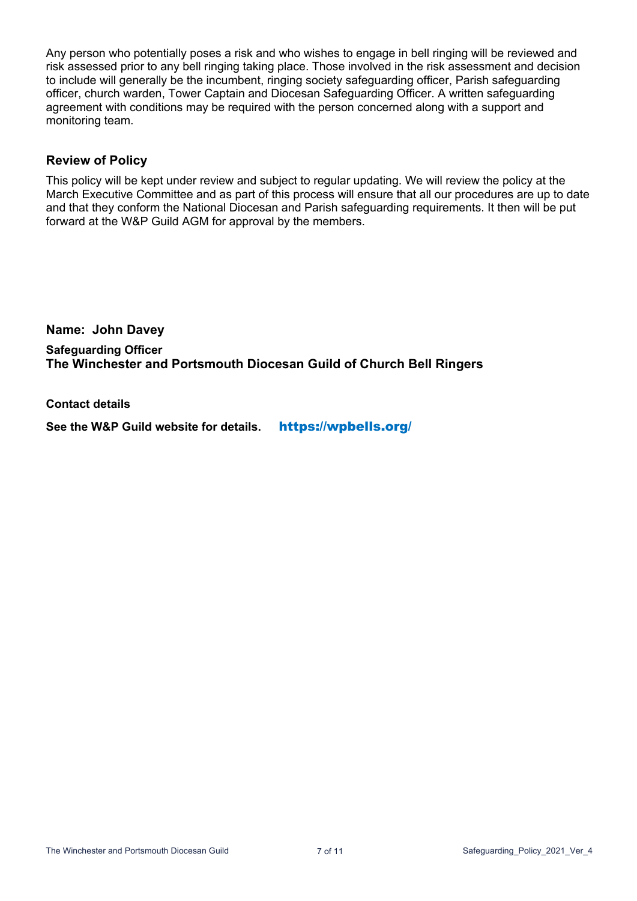Any person who potentially poses a risk and who wishes to engage in bell ringing will be reviewed and risk assessed prior to any bell ringing taking place. Those involved in the risk assessment and decision to include will generally be the incumbent, ringing society safeguarding officer, Parish safeguarding officer, church warden, Tower Captain and Diocesan Safeguarding Officer. A written safeguarding agreement with conditions may be required with the person concerned along with a support and monitoring team.

## Review of Policy

This policy will be kept under review and subject to regular updating. We will review the policy at the March Executive Committee and as part of this process will ensure that all our procedures are up to date and that they conform the National Diocesan and Parish safeguarding requirements. It then will be put forward at the W&P Guild AGM for approval by the members.

**Name: John Davey**

**Safeguarding Officer**
**The Winchester and Portsmouth Diocesan Guild of Church Bell Ringers**

**Contact details**

**See the W&P Guild website for details.** https://wpbells.org/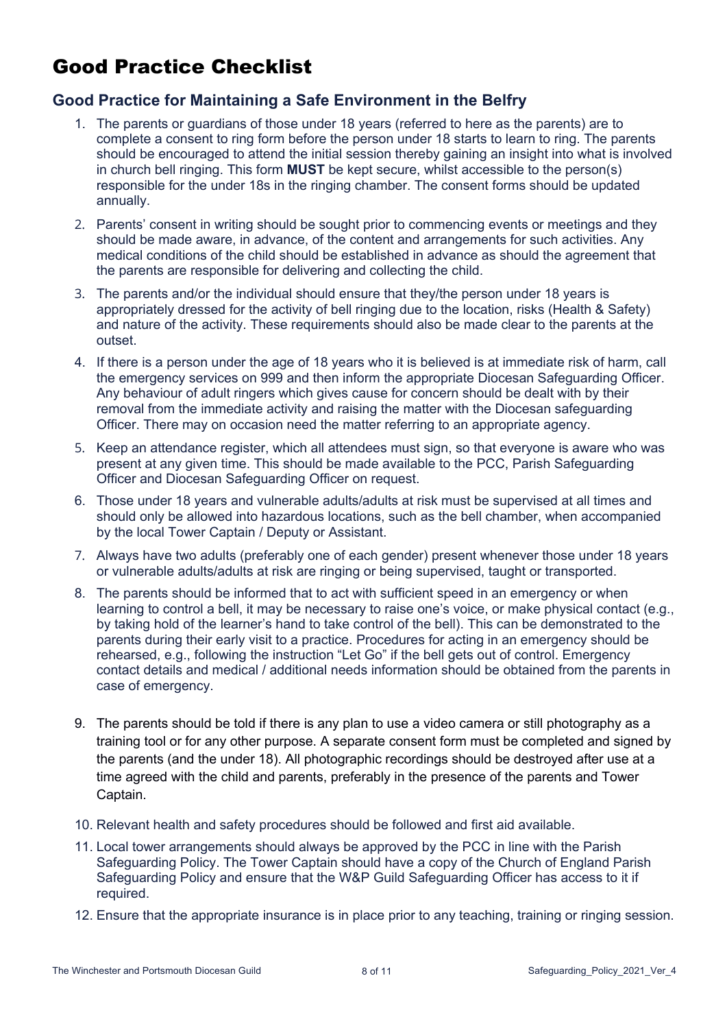# Good Practice Checklist

## Good Practice for Maintaining a Safe Environment in the Belfry

1. The parents or guardians of those under 18 years (referred to here as the parents) are to complete a consent to ring form before the person under 18 starts to learn to ring. The parents should be encouraged to attend the initial session thereby gaining an insight into what is involved in church bell ringing. This form **MUST** be kept secure, whilst accessible to the person(s) responsible for the under 18s in the ringing chamber. The consent forms should be updated annually.
2. Parents' consent in writing should be sought prior to commencing events or meetings and they should be made aware, in advance, of the content and arrangements for such activities. Any medical conditions of the child should be established in advance as should the agreement that the parents are responsible for delivering and collecting the child.
3. The parents and/or the individual should ensure that they/the person under 18 years is appropriately dressed for the activity of bell ringing due to the location, risks (Health & Safety) and nature of the activity. These requirements should also be made clear to the parents at the outset.
4. If there is a person under the age of 18 years who it is believed is at immediate risk of harm, call the emergency services on 999 and then inform the appropriate Diocesan Safeguarding Officer. Any behaviour of adult ringers which gives cause for concern should be dealt with by their removal from the immediate activity and raising the matter with the Diocesan safeguarding Officer. There may on occasion need the matter referring to an appropriate agency.
5. Keep an attendance register, which all attendees must sign, so that everyone is aware who was present at any given time. This should be made available to the PCC, Parish Safeguarding Officer and Diocesan Safeguarding Officer on request.
6. Those under 18 years and vulnerable adults/adults at risk must be supervised at all times and should only be allowed into hazardous locations, such as the bell chamber, when accompanied by the local Tower Captain / Deputy or Assistant.
7. Always have two adults (preferably one of each gender) present whenever those under 18 years or vulnerable adults/adults at risk are ringing or being supervised, taught or transported.
8. The parents should be informed that to act with sufficient speed in an emergency or when learning to control a bell, it may be necessary to raise one's voice, or make physical contact (e.g., by taking hold of the learner's hand to take control of the bell). This can be demonstrated to the parents during their early visit to a practice. Procedures for acting in an emergency should be rehearsed, e.g., following the instruction "Let Go" if the bell gets out of control. Emergency contact details and medical / additional needs information should be obtained from the parents in case of emergency.
9. The parents should be told if there is any plan to use a video camera or still photography as a training tool or for any other purpose. A separate consent form must be completed and signed by the parents (and the under 18). All photographic recordings should be destroyed after use at a time agreed with the child and parents, preferably in the presence of the parents and Tower Captain.
10. Relevant health and safety procedures should be followed and first aid available.
11. Local tower arrangements should always be approved by the PCC in line with the Parish Safeguarding Policy. The Tower Captain should have a copy of the Church of England Parish Safeguarding Policy and ensure that the W&P Guild Safeguarding Officer has access to it if required.
12. Ensure that the appropriate insurance is in place prior to any teaching, training or ringing session.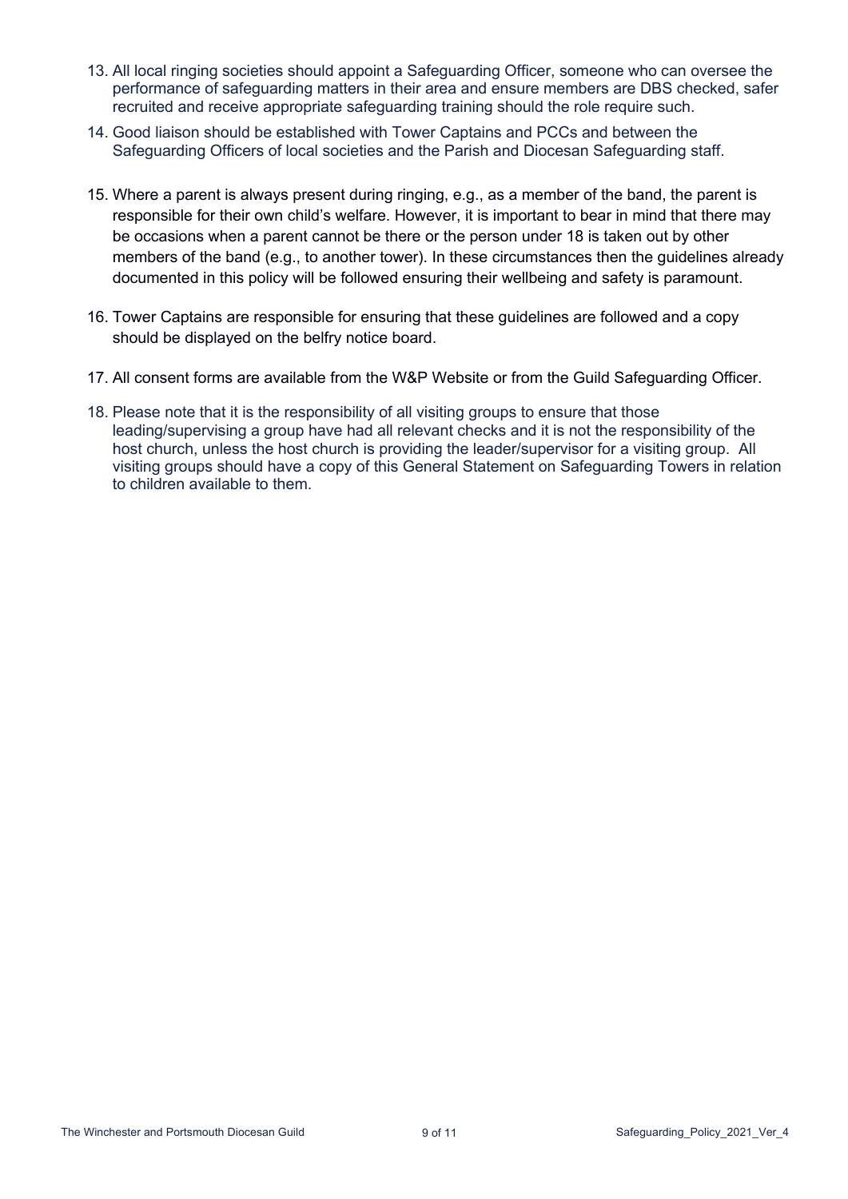13. All local ringing societies should appoint a Safeguarding Officer, someone who can oversee the performance of safeguarding matters in their area and ensure members are DBS checked, safer recruited and receive appropriate safeguarding training should the role require such.
14. Good liaison should be established with Tower Captains and PCCs and between the Safeguarding Officers of local societies and the Parish and Diocesan Safeguarding staff.
15. Where a parent is always present during ringing, e.g., as a member of the band, the parent is responsible for their own child's welfare. However, it is important to bear in mind that there may be occasions when a parent cannot be there or the person under 18 is taken out by other members of the band (e.g., to another tower). In these circumstances then the guidelines already documented in this policy will be followed ensuring their wellbeing and safety is paramount.
16. Tower Captains are responsible for ensuring that these guidelines are followed and a copy should be displayed on the belfry notice board.
17. All consent forms are available from the W&P Website or from the Guild Safeguarding Officer.
18. Please note that it is the responsibility of all visiting groups to ensure that those leading/supervising a group have had all relevant checks and it is not the responsibility of the host church, unless the host church is providing the leader/supervisor for a visiting group. All visiting groups should have a copy of this General Statement on Safeguarding Towers in relation to children available to them.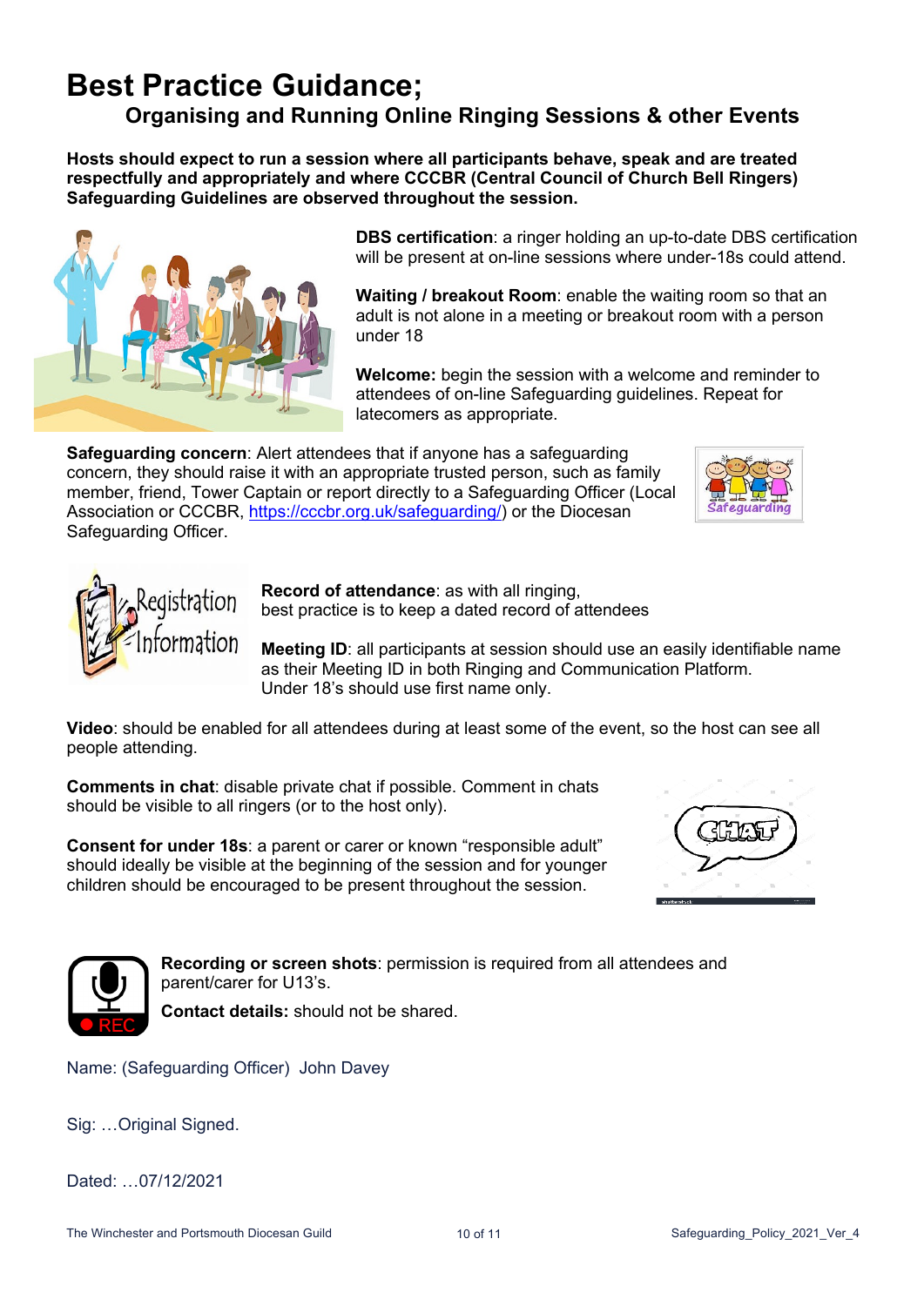# Best Practice Guidance;

## Organising and Running Online Ringing Sessions & other Events

**Hosts should expect to run a session where all participants behave, speak and are treated respectfully and appropriately and where CCCBR (Central Council of Church Bell Ringers) Safeguarding Guidelines are observed throughout the session.**

**DBS certification**: a ringer holding an up-to-date DBS certification will be present at on-line sessions where under-18s could attend.

**Waiting / breakout Room**: enable the waiting room so that an adult is not alone in a meeting or breakout room with a person under 18

**Welcome:** begin the session with a welcome and reminder to attendees of on-line Safeguarding guidelines. Repeat for latecomers as appropriate.

**Safeguarding concern**: Alert attendees that if anyone has a safeguarding concern, they should raise it with an appropriate trusted person, such as family member, friend, Tower Captain or report directly to a Safeguarding Officer (Local Association or CCCBR, https://cccbr.org.uk/safeguarding/) or the Diocesan Safeguarding Officer.

**Record of attendance**: as with all ringing, best practice is to keep a dated record of attendees

**Meeting ID**: all participants at session should use an easily identifiable name as their Meeting ID in both Ringing and Communication Platform. Under 18's should use first name only.

**Video**: should be enabled for all attendees during at least some of the event, so the host can see all people attending.

**Comments in chat**: disable private chat if possible. Comment in chats should be visible to all ringers (or to the host only).

**Consent for under 18s**: a parent or carer or known "responsible adult" should ideally be visible at the beginning of the session and for younger children should be encouraged to be present throughout the session.

**Recording or screen shots**: permission is required from all attendees and parent/carer for U13's.

**Contact details:** should not be shared.

Name: (Safeguarding Officer) John Davey

Sig: …Original Signed.

Dated: …07/12/2021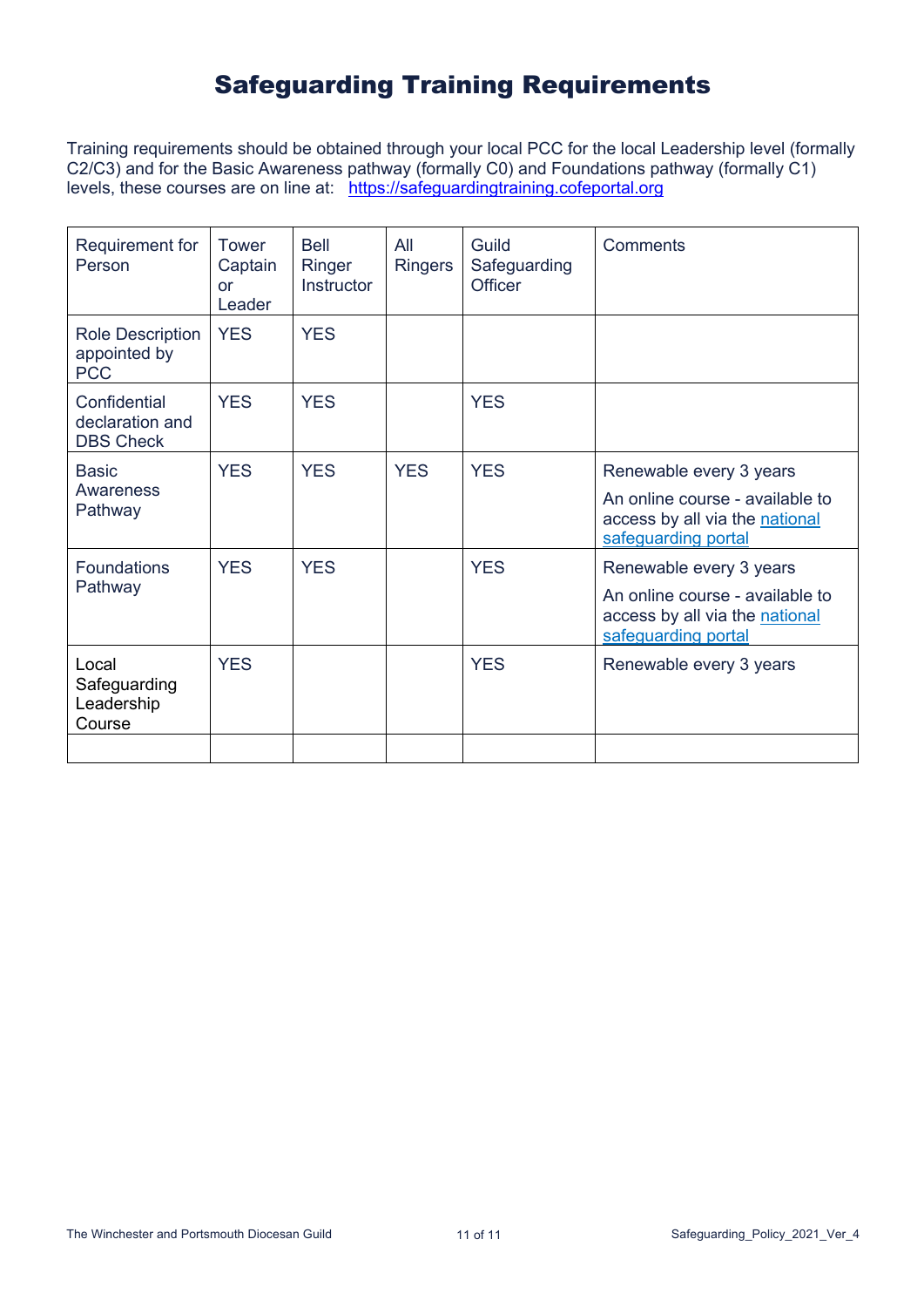# Safeguarding Training Requirements

Training requirements should be obtained through your local PCC for the local Leadership level (formally C2/C3) and for the Basic Awareness pathway (formally C0) and Foundations pathway (formally C1) levels, these courses are on line at: https://safeguardingtraining.cofeportal.org

| Requirement for Person | Tower Captain or Leader | Bell Ringer Instructor | All Ringers | Guild Safeguarding Officer | Comments |
|---|---|---|---|---|---|
| Role Description appointed by PCC | YES | YES | | | |
| Confidential declaration and DBS Check | YES | YES | | YES | |
| Basic Awareness Pathway | YES | YES | YES | YES | Renewable every 3 years<br>An online course - available to access by all via the national safeguarding portal |
| Foundations Pathway | YES | YES | | YES | Renewable every 3 years<br>An online course - available to access by all via the national safeguarding portal |
| Local Safeguarding Leadership Course | YES | | | YES | Renewable every 3 years |
| | | | | | |